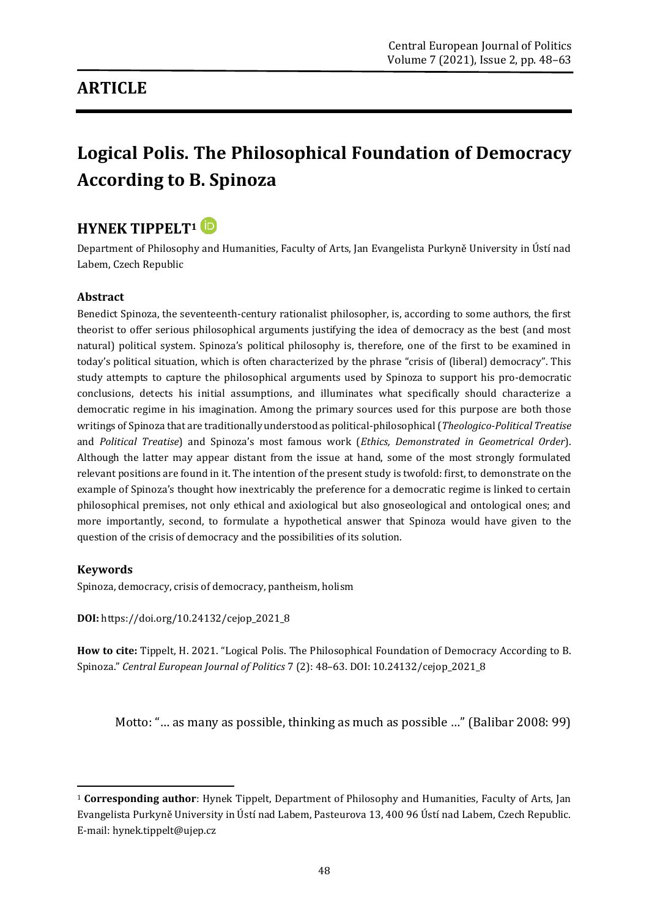## ARTICLE

# Logical Polis. The Philosophical Foundation of Democracy According to B. Spinoza

## HYNEK TIPPELT[1]

Department of Philosophy and Humanities, Faculty of Arts, Jan Evangelista Purkyně University in Ústí nad Labem, Czech Republic

### Abstract

Benedict Spinoza, the seventeenth-century rationalist philosopher, is, according to some authors, the first theorist to offer serious philosophical arguments justifying the idea of democracy as the best (and most natural) political system. Spinoza's political philosophy is, therefore, one of the first to be examined in today's political situation, which is often characterized by the phrase "crisis of (liberal) democracy". This study attempts to capture the philosophical arguments used by Spinoza to support his pro-democratic conclusions, detects his initial assumptions, and illuminates what specifically should characterize a democratic regime in his imagination. Among the primary sources used for this purpose are both those writings of Spinoza that are traditionally understood as political-philosophical (*Theologico-Political Treatise* and *Political Treatise*) and Spinoza's most famous work (*Ethics, Demonstrated in Geometrical Order*). Although the latter may appear distant from the issue at hand, some of the most strongly formulated relevant positions are found in it. The intention of the present study is twofold: first, to demonstrate on the example of Spinoza's thought how inextricably the preference for a democratic regime is linked to certain philosophical premises, not only ethical and axiological but also gnoseological and ontological ones; and more importantly, second, to formulate a hypothetical answer that Spinoza would have given to the question of the crisis of democracy and the possibilities of its solution.

### Keywords

Spinoza, democracy, crisis of democracy, pantheism, holism

**DOI:** https://doi.org/10.24132/cejop_2021_8

**How to cite:** Tippelt, H. 2021. "Logical Polis. The Philosophical Foundation of Democracy According to B. Spinoza." *Central European Journal of Politics* 7 (2): 48–63. DOI: 10.24132/cejop_2021_8

Motto: "… as many as possible, thinking as much as possible …" (Balibar 2008: 99)

---

[1] **Corresponding author**: Hynek Tippelt, Department of Philosophy and Humanities, Faculty of Arts, Jan Evangelista Purkyně University in Ústí nad Labem, Pasteurova 13, 400 96 Ústí nad Labem, Czech Republic. E-mail: hynek.tippelt@ujep.cz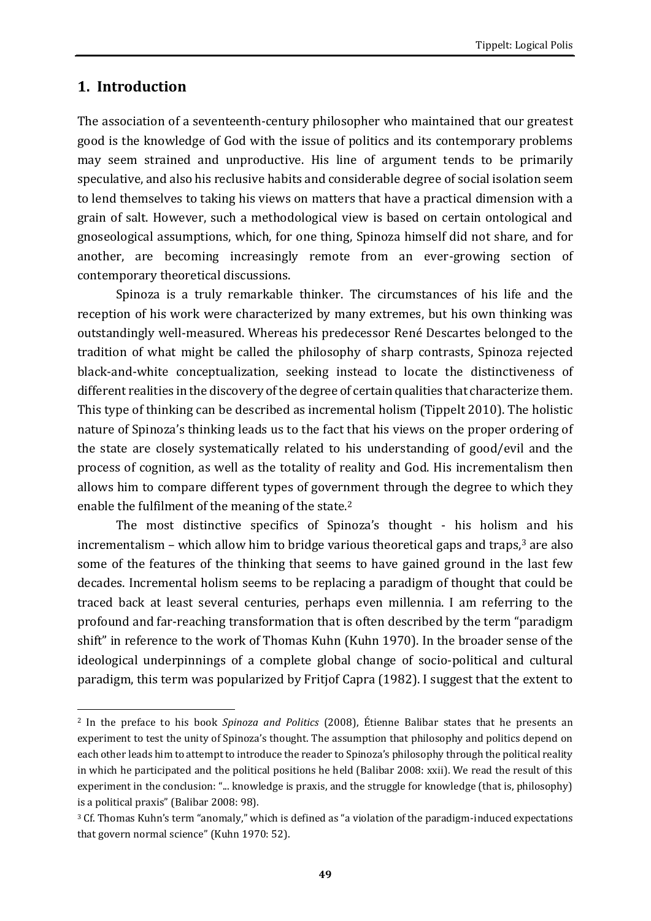## 1. Introduction

The association of a seventeenth-century philosopher who maintained that our greatest good is the knowledge of God with the issue of politics and its contemporary problems may seem strained and unproductive. His line of argument tends to be primarily speculative, and also his reclusive habits and considerable degree of social isolation seem to lend themselves to taking his views on matters that have a practical dimension with a grain of salt. However, such a methodological view is based on certain ontological and gnoseological assumptions, which, for one thing, Spinoza himself did not share, and for another, are becoming increasingly remote from an ever-growing section of contemporary theoretical discussions.

Spinoza is a truly remarkable thinker. The circumstances of his life and the reception of his work were characterized by many extremes, but his own thinking was outstandingly well-measured. Whereas his predecessor René Descartes belonged to the tradition of what might be called the philosophy of sharp contrasts, Spinoza rejected black-and-white conceptualization, seeking instead to locate the distinctiveness of different realities in the discovery of the degree of certain qualities that characterize them. This type of thinking can be described as incremental holism (Tippelt 2010). The holistic nature of Spinoza's thinking leads us to the fact that his views on the proper ordering of the state are closely systematically related to his understanding of good/evil and the process of cognition, as well as the totality of reality and God. His incrementalism then allows him to compare different types of government through the degree to which they enable the fulfilment of the meaning of the state.[2]

The most distinctive specifics of Spinoza's thought - his holism and his incrementalism – which allow him to bridge various theoretical gaps and traps,[3] are also some of the features of the thinking that seems to have gained ground in the last few decades. Incremental holism seems to be replacing a paradigm of thought that could be traced back at least several centuries, perhaps even millennia. I am referring to the profound and far-reaching transformation that is often described by the term "paradigm shift" in reference to the work of Thomas Kuhn (Kuhn 1970). In the broader sense of the ideological underpinnings of a complete global change of socio-political and cultural paradigm, this term was popularized by Fritjof Capra (1982). I suggest that the extent to

---

[2] In the preface to his book *Spinoza and Politics* (2008), Étienne Balibar states that he presents an experiment to test the unity of Spinoza's thought. The assumption that philosophy and politics depend on each other leads him to attempt to introduce the reader to Spinoza's philosophy through the political reality in which he participated and the political positions he held (Balibar 2008: xxii). We read the result of this experiment in the conclusion: "... knowledge is praxis, and the struggle for knowledge (that is, philosophy) is a political praxis" (Balibar 2008: 98).

[3] Cf. Thomas Kuhn's term "anomaly," which is defined as "a violation of the paradigm-induced expectations that govern normal science" (Kuhn 1970: 52).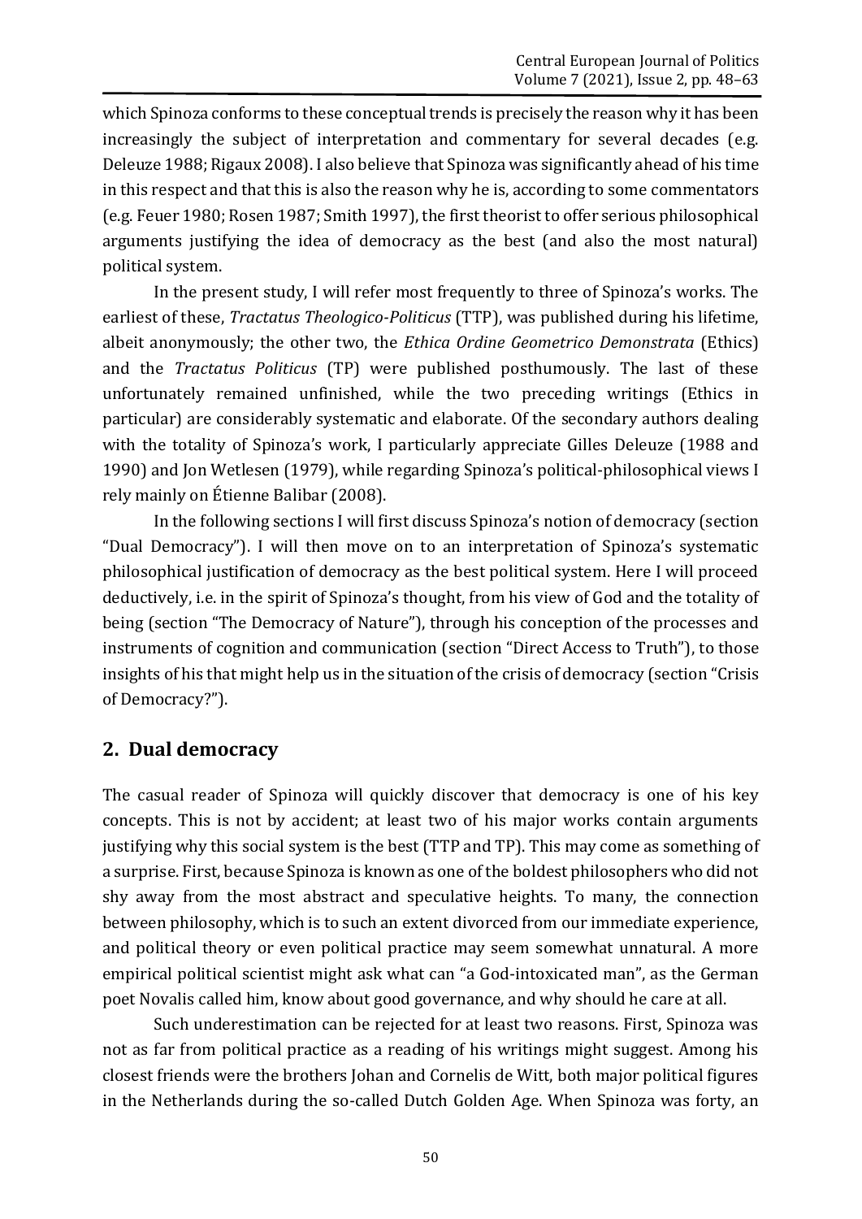which Spinoza conforms to these conceptual trends is precisely the reason why it has been increasingly the subject of interpretation and commentary for several decades (e.g. Deleuze 1988; Rigaux 2008). I also believe that Spinoza was significantly ahead of his time in this respect and that this is also the reason why he is, according to some commentators (e.g. Feuer 1980; Rosen 1987; Smith 1997), the first theorist to offer serious philosophical arguments justifying the idea of democracy as the best (and also the most natural) political system.

In the present study, I will refer most frequently to three of Spinoza's works. The earliest of these, *Tractatus Theologico-Politicus* (TTP), was published during his lifetime, albeit anonymously; the other two, the *Ethica Ordine Geometrico Demonstrata* (Ethics) and the *Tractatus Politicus* (TP) were published posthumously. The last of these unfortunately remained unfinished, while the two preceding writings (Ethics in particular) are considerably systematic and elaborate. Of the secondary authors dealing with the totality of Spinoza's work, I particularly appreciate Gilles Deleuze (1988 and 1990) and Jon Wetlesen (1979), while regarding Spinoza's political-philosophical views I rely mainly on Étienne Balibar (2008).

In the following sections I will first discuss Spinoza's notion of democracy (section "Dual Democracy"). I will then move on to an interpretation of Spinoza's systematic philosophical justification of democracy as the best political system. Here I will proceed deductively, i.e. in the spirit of Spinoza's thought, from his view of God and the totality of being (section "The Democracy of Nature"), through his conception of the processes and instruments of cognition and communication (section "Direct Access to Truth"), to those insights of his that might help us in the situation of the crisis of democracy (section "Crisis of Democracy?").

## 2. Dual democracy

The casual reader of Spinoza will quickly discover that democracy is one of his key concepts. This is not by accident; at least two of his major works contain arguments justifying why this social system is the best (TTP and TP). This may come as something of a surprise. First, because Spinoza is known as one of the boldest philosophers who did not shy away from the most abstract and speculative heights. To many, the connection between philosophy, which is to such an extent divorced from our immediate experience, and political theory or even political practice may seem somewhat unnatural. A more empirical political scientist might ask what can "a God-intoxicated man", as the German poet Novalis called him, know about good governance, and why should he care at all.

Such underestimation can be rejected for at least two reasons. First, Spinoza was not as far from political practice as a reading of his writings might suggest. Among his closest friends were the brothers Johan and Cornelis de Witt, both major political figures in the Netherlands during the so-called Dutch Golden Age. When Spinoza was forty, an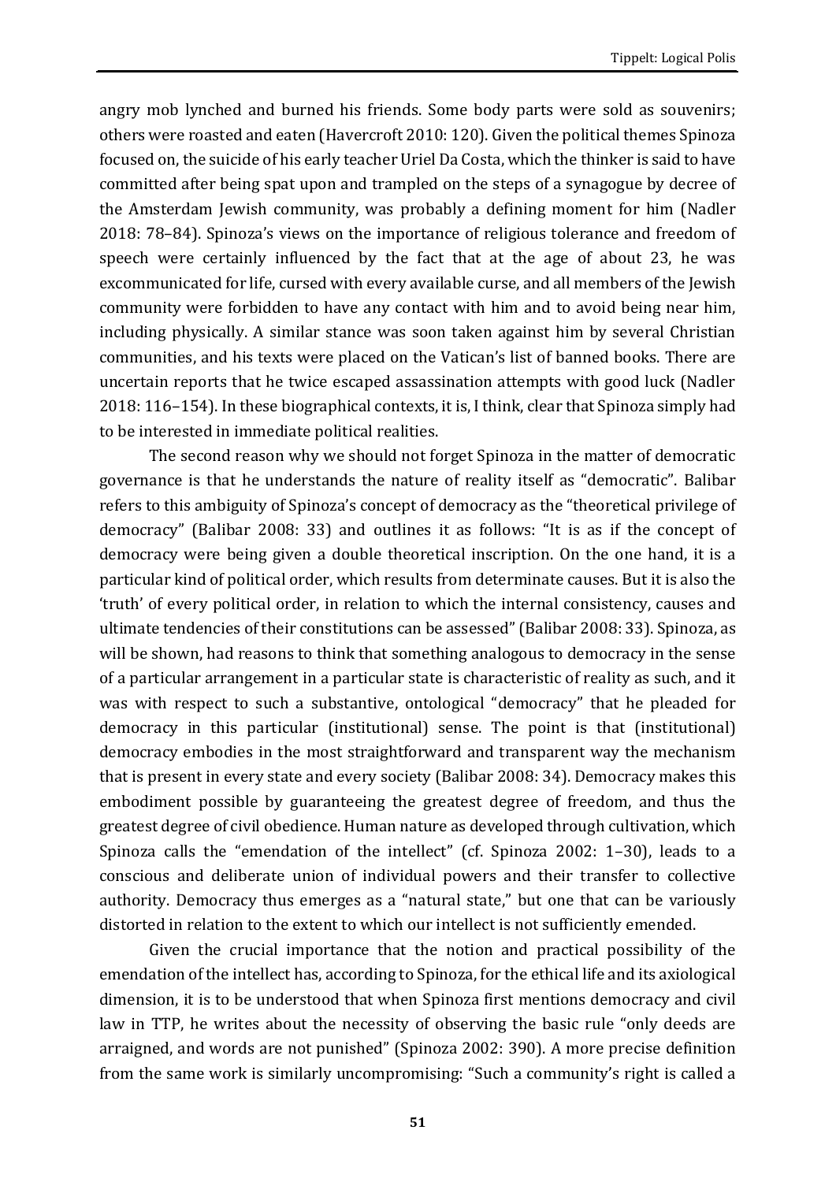angry mob lynched and burned his friends. Some body parts were sold as souvenirs; others were roasted and eaten (Havercroft 2010: 120). Given the political themes Spinoza focused on, the suicide of his early teacher Uriel Da Costa, which the thinker is said to have committed after being spat upon and trampled on the steps of a synagogue by decree of the Amsterdam Jewish community, was probably a defining moment for him (Nadler 2018: 78–84). Spinoza's views on the importance of religious tolerance and freedom of speech were certainly influenced by the fact that at the age of about 23, he was excommunicated for life, cursed with every available curse, and all members of the Jewish community were forbidden to have any contact with him and to avoid being near him, including physically. A similar stance was soon taken against him by several Christian communities, and his texts were placed on the Vatican's list of banned books. There are uncertain reports that he twice escaped assassination attempts with good luck (Nadler 2018: 116–154). In these biographical contexts, it is, I think, clear that Spinoza simply had to be interested in immediate political realities.

The second reason why we should not forget Spinoza in the matter of democratic governance is that he understands the nature of reality itself as "democratic". Balibar refers to this ambiguity of Spinoza's concept of democracy as the "theoretical privilege of democracy" (Balibar 2008: 33) and outlines it as follows: "It is as if the concept of democracy were being given a double theoretical inscription. On the one hand, it is a particular kind of political order, which results from determinate causes. But it is also the 'truth' of every political order, in relation to which the internal consistency, causes and ultimate tendencies of their constitutions can be assessed" (Balibar 2008: 33). Spinoza, as will be shown, had reasons to think that something analogous to democracy in the sense of a particular arrangement in a particular state is characteristic of reality as such, and it was with respect to such a substantive, ontological "democracy" that he pleaded for democracy in this particular (institutional) sense. The point is that (institutional) democracy embodies in the most straightforward and transparent way the mechanism that is present in every state and every society (Balibar 2008: 34). Democracy makes this embodiment possible by guaranteeing the greatest degree of freedom, and thus the greatest degree of civil obedience. Human nature as developed through cultivation, which Spinoza calls the "emendation of the intellect" (cf. Spinoza 2002: 1–30), leads to a conscious and deliberate union of individual powers and their transfer to collective authority. Democracy thus emerges as a "natural state," but one that can be variously distorted in relation to the extent to which our intellect is not sufficiently emended.

Given the crucial importance that the notion and practical possibility of the emendation of the intellect has, according to Spinoza, for the ethical life and its axiological dimension, it is to be understood that when Spinoza first mentions democracy and civil law in TTP, he writes about the necessity of observing the basic rule "only deeds are arraigned, and words are not punished" (Spinoza 2002: 390). A more precise definition from the same work is similarly uncompromising: "Such a community's right is called a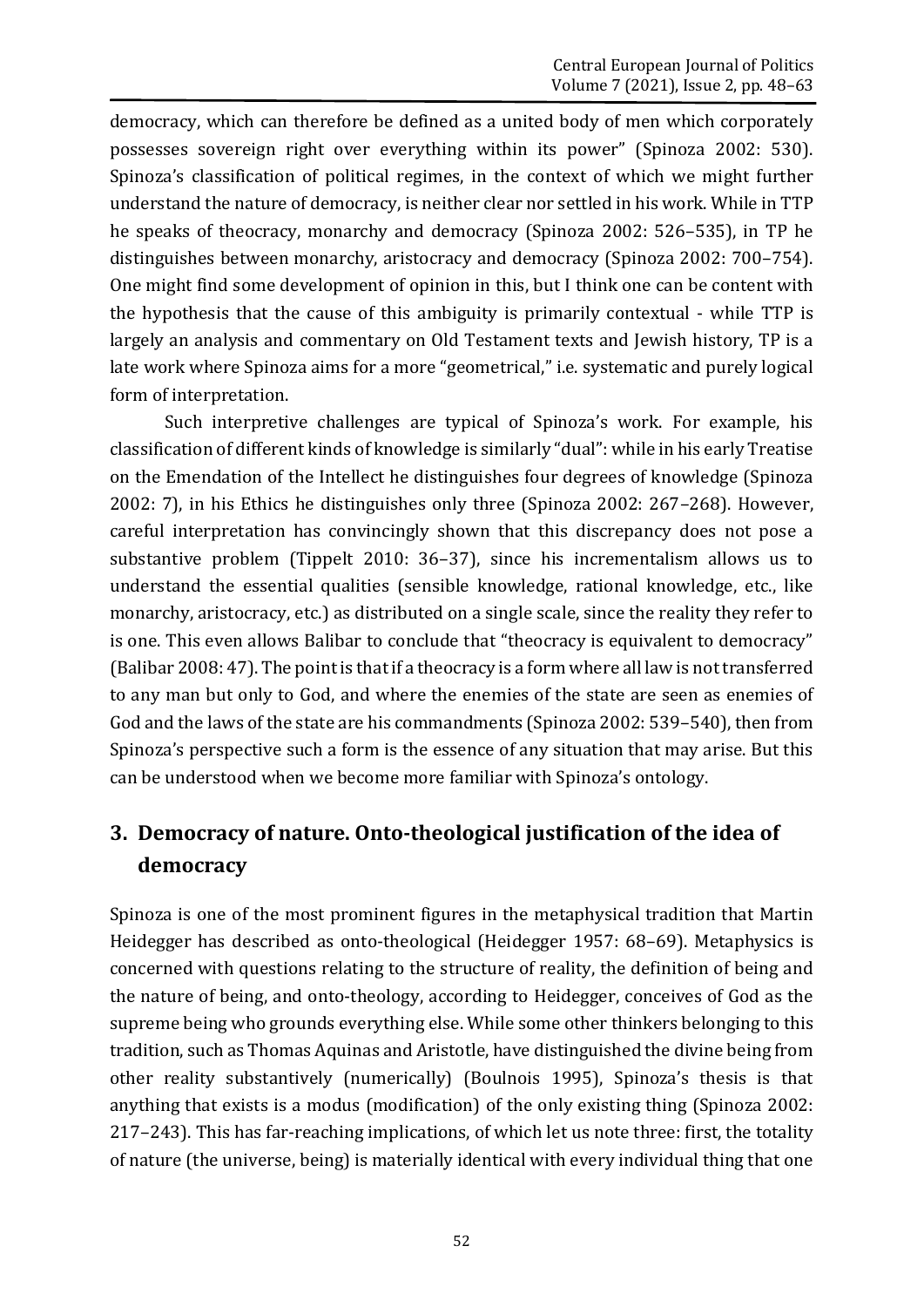democracy, which can therefore be defined as a united body of men which corporately possesses sovereign right over everything within its power" (Spinoza 2002: 530). Spinoza's classification of political regimes, in the context of which we might further understand the nature of democracy, is neither clear nor settled in his work. While in TTP he speaks of theocracy, monarchy and democracy (Spinoza 2002: 526–535), in TP he distinguishes between monarchy, aristocracy and democracy (Spinoza 2002: 700–754). One might find some development of opinion in this, but I think one can be content with the hypothesis that the cause of this ambiguity is primarily contextual - while TTP is largely an analysis and commentary on Old Testament texts and Jewish history, TP is a late work where Spinoza aims for a more "geometrical," i.e. systematic and purely logical form of interpretation.

Such interpretive challenges are typical of Spinoza's work. For example, his classification of different kinds of knowledge is similarly "dual": while in his early Treatise on the Emendation of the Intellect he distinguishes four degrees of knowledge (Spinoza 2002: 7), in his Ethics he distinguishes only three (Spinoza 2002: 267–268). However, careful interpretation has convincingly shown that this discrepancy does not pose a substantive problem (Tippelt 2010: 36–37), since his incrementalism allows us to understand the essential qualities (sensible knowledge, rational knowledge, etc., like monarchy, aristocracy, etc.) as distributed on a single scale, since the reality they refer to is one. This even allows Balibar to conclude that "theocracy is equivalent to democracy" (Balibar 2008: 47). The point is that if a theocracy is a form where all law is not transferred to any man but only to God, and where the enemies of the state are seen as enemies of God and the laws of the state are his commandments (Spinoza 2002: 539–540), then from Spinoza's perspective such a form is the essence of any situation that may arise. But this can be understood when we become more familiar with Spinoza's ontology.

## 3. Democracy of nature. Onto-theological justification of the idea of democracy

Spinoza is one of the most prominent figures in the metaphysical tradition that Martin Heidegger has described as onto-theological (Heidegger 1957: 68–69). Metaphysics is concerned with questions relating to the structure of reality, the definition of being and the nature of being, and onto-theology, according to Heidegger, conceives of God as the supreme being who grounds everything else. While some other thinkers belonging to this tradition, such as Thomas Aquinas and Aristotle, have distinguished the divine being from other reality substantively (numerically) (Boulnois 1995), Spinoza's thesis is that anything that exists is a modus (modification) of the only existing thing (Spinoza 2002: 217–243). This has far-reaching implications, of which let us note three: first, the totality of nature (the universe, being) is materially identical with every individual thing that one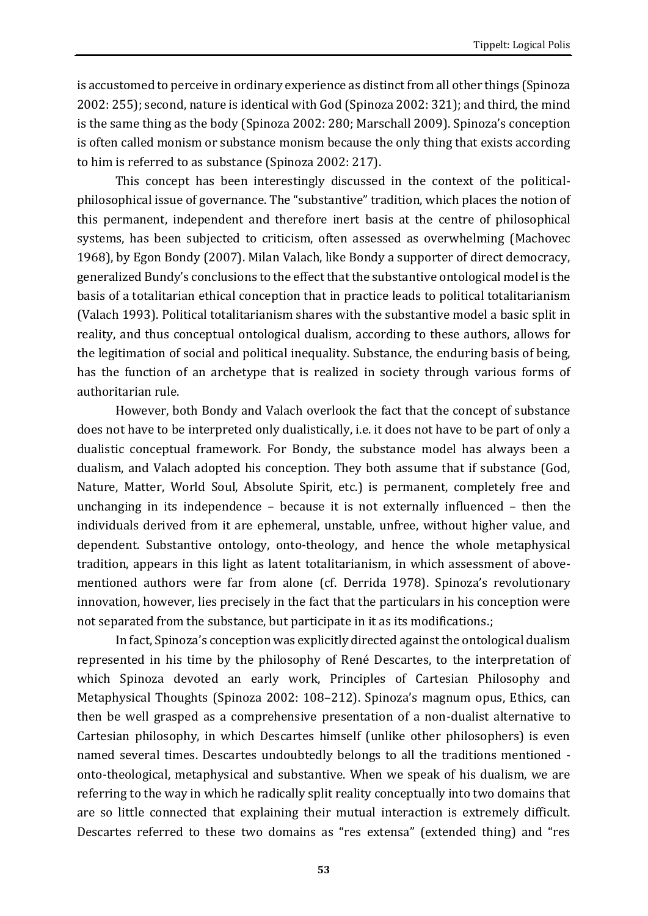is accustomed to perceive in ordinary experience as distinct from all other things (Spinoza 2002: 255); second, nature is identical with God (Spinoza 2002: 321); and third, the mind is the same thing as the body (Spinoza 2002: 280; Marschall 2009). Spinoza's conception is often called monism or substance monism because the only thing that exists according to him is referred to as substance (Spinoza 2002: 217).

This concept has been interestingly discussed in the context of the political-philosophical issue of governance. The "substantive" tradition, which places the notion of this permanent, independent and therefore inert basis at the centre of philosophical systems, has been subjected to criticism, often assessed as overwhelming (Machovec 1968), by Egon Bondy (2007). Milan Valach, like Bondy a supporter of direct democracy, generalized Bundy's conclusions to the effect that the substantive ontological model is the basis of a totalitarian ethical conception that in practice leads to political totalitarianism (Valach 1993). Political totalitarianism shares with the substantive model a basic split in reality, and thus conceptual ontological dualism, according to these authors, allows for the legitimation of social and political inequality. Substance, the enduring basis of being, has the function of an archetype that is realized in society through various forms of authoritarian rule.

However, both Bondy and Valach overlook the fact that the concept of substance does not have to be interpreted only dualistically, i.e. it does not have to be part of only a dualistic conceptual framework. For Bondy, the substance model has always been a dualism, and Valach adopted his conception. They both assume that if substance (God, Nature, Matter, World Soul, Absolute Spirit, etc.) is permanent, completely free and unchanging in its independence – because it is not externally influenced – then the individuals derived from it are ephemeral, unstable, unfree, without higher value, and dependent. Substantive ontology, onto-theology, and hence the whole metaphysical tradition, appears in this light as latent totalitarianism, in which assessment of above-mentioned authors were far from alone (cf. Derrida 1978). Spinoza's revolutionary innovation, however, lies precisely in the fact that the particulars in his conception were not separated from the substance, but participate in it as its modifications.;

In fact, Spinoza's conception was explicitly directed against the ontological dualism represented in his time by the philosophy of René Descartes, to the interpretation of which Spinoza devoted an early work, Principles of Cartesian Philosophy and Metaphysical Thoughts (Spinoza 2002: 108–212). Spinoza's magnum opus, Ethics, can then be well grasped as a comprehensive presentation of a non-dualist alternative to Cartesian philosophy, in which Descartes himself (unlike other philosophers) is even named several times. Descartes undoubtedly belongs to all the traditions mentioned - onto-theological, metaphysical and substantive. When we speak of his dualism, we are referring to the way in which he radically split reality conceptually into two domains that are so little connected that explaining their mutual interaction is extremely difficult. Descartes referred to these two domains as "res extensa" (extended thing) and "res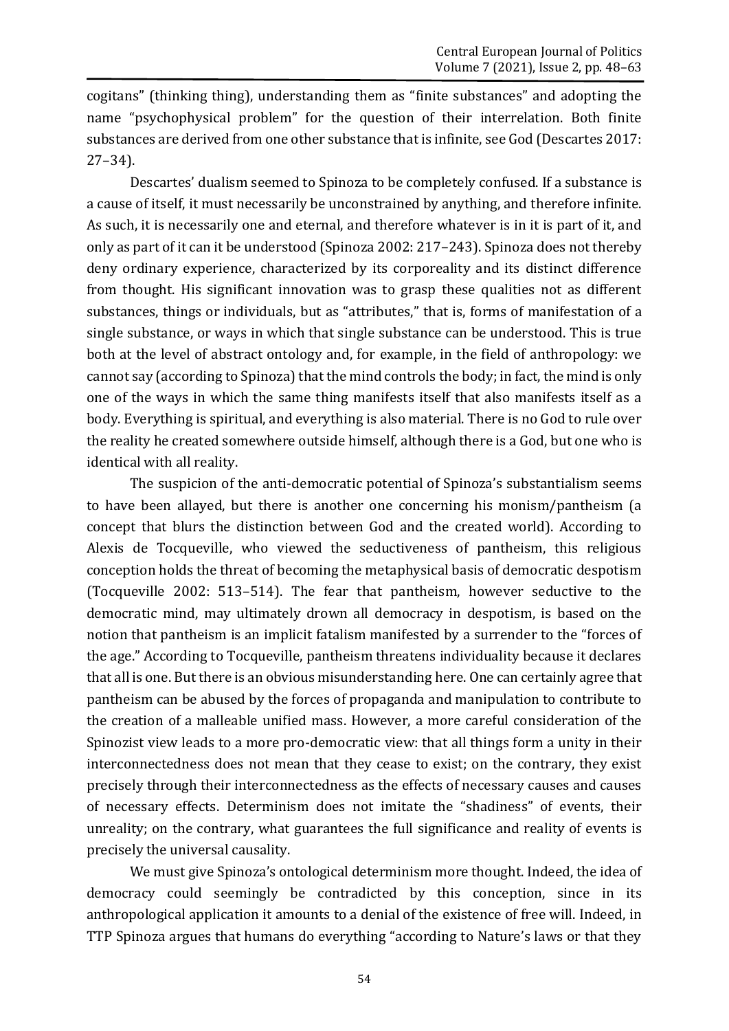cogitans" (thinking thing), understanding them as "finite substances" and adopting the name "psychophysical problem" for the question of their interrelation. Both finite substances are derived from one other substance that is infinite, see God (Descartes 2017: 27–34).

Descartes' dualism seemed to Spinoza to be completely confused. If a substance is a cause of itself, it must necessarily be unconstrained by anything, and therefore infinite. As such, it is necessarily one and eternal, and therefore whatever is in it is part of it, and only as part of it can it be understood (Spinoza 2002: 217–243). Spinoza does not thereby deny ordinary experience, characterized by its corporeality and its distinct difference from thought. His significant innovation was to grasp these qualities not as different substances, things or individuals, but as "attributes," that is, forms of manifestation of a single substance, or ways in which that single substance can be understood. This is true both at the level of abstract ontology and, for example, in the field of anthropology: we cannot say (according to Spinoza) that the mind controls the body; in fact, the mind is only one of the ways in which the same thing manifests itself that also manifests itself as a body. Everything is spiritual, and everything is also material. There is no God to rule over the reality he created somewhere outside himself, although there is a God, but one who is identical with all reality.

The suspicion of the anti-democratic potential of Spinoza's substantialism seems to have been allayed, but there is another one concerning his monism/pantheism (a concept that blurs the distinction between God and the created world). According to Alexis de Tocqueville, who viewed the seductiveness of pantheism, this religious conception holds the threat of becoming the metaphysical basis of democratic despotism (Tocqueville 2002: 513–514). The fear that pantheism, however seductive to the democratic mind, may ultimately drown all democracy in despotism, is based on the notion that pantheism is an implicit fatalism manifested by a surrender to the "forces of the age." According to Tocqueville, pantheism threatens individuality because it declares that all is one. But there is an obvious misunderstanding here. One can certainly agree that pantheism can be abused by the forces of propaganda and manipulation to contribute to the creation of a malleable unified mass. However, a more careful consideration of the Spinozist view leads to a more pro-democratic view: that all things form a unity in their interconnectedness does not mean that they cease to exist; on the contrary, they exist precisely through their interconnectedness as the effects of necessary causes and causes of necessary effects. Determinism does not imitate the "shadiness" of events, their unreality; on the contrary, what guarantees the full significance and reality of events is precisely the universal causality.

We must give Spinoza's ontological determinism more thought. Indeed, the idea of democracy could seemingly be contradicted by this conception, since in its anthropological application it amounts to a denial of the existence of free will. Indeed, in TTP Spinoza argues that humans do everything "according to Nature's laws or that they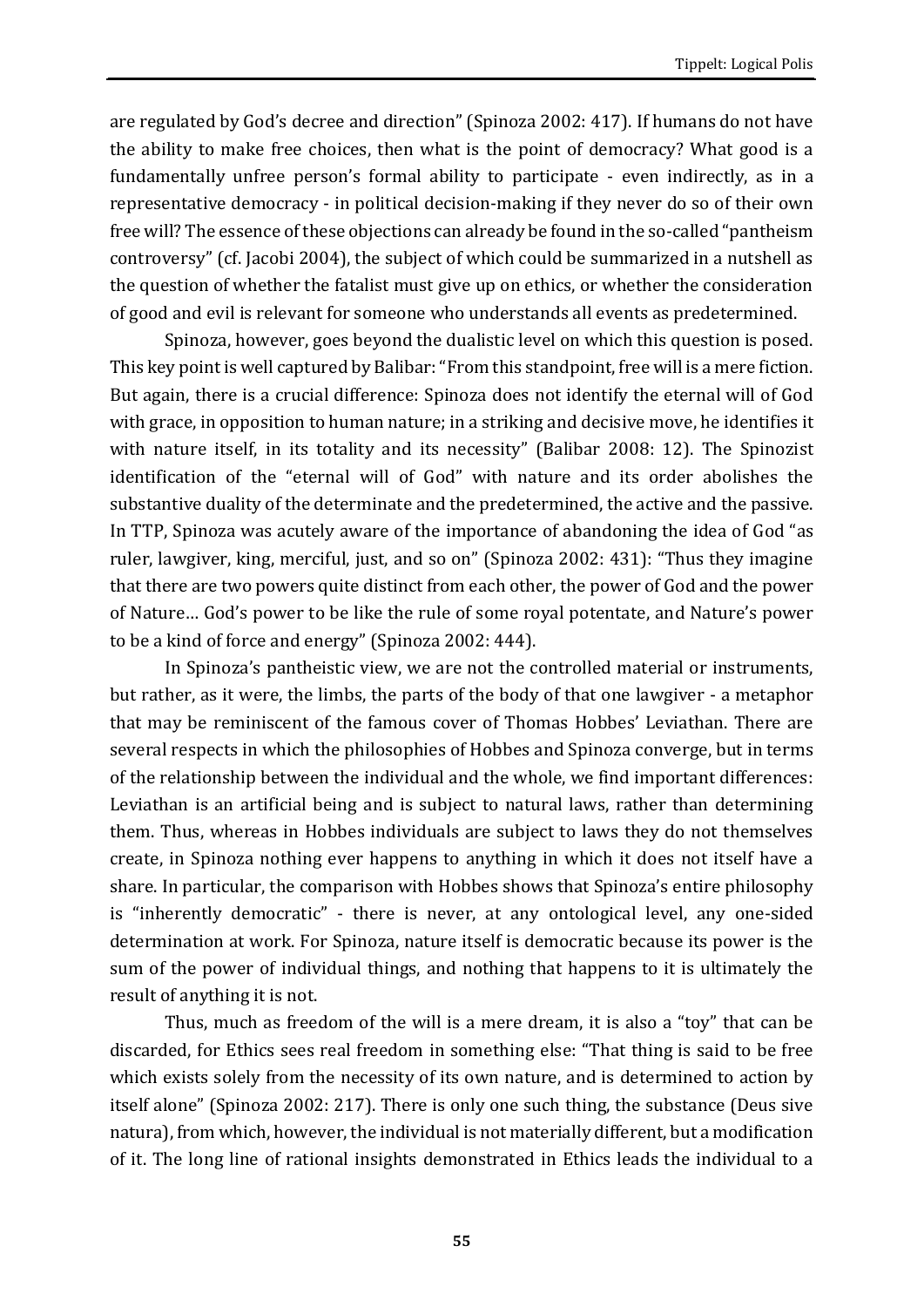are regulated by God's decree and direction" (Spinoza 2002: 417). If humans do not have the ability to make free choices, then what is the point of democracy? What good is a fundamentally unfree person's formal ability to participate - even indirectly, as in a representative democracy - in political decision-making if they never do so of their own free will? The essence of these objections can already be found in the so-called "pantheism controversy" (cf. Jacobi 2004), the subject of which could be summarized in a nutshell as the question of whether the fatalist must give up on ethics, or whether the consideration of good and evil is relevant for someone who understands all events as predetermined.

Spinoza, however, goes beyond the dualistic level on which this question is posed. This key point is well captured by Balibar: "From this standpoint, free will is a mere fiction. But again, there is a crucial difference: Spinoza does not identify the eternal will of God with grace, in opposition to human nature; in a striking and decisive move, he identifies it with nature itself, in its totality and its necessity" (Balibar 2008: 12). The Spinozist identification of the "eternal will of God" with nature and its order abolishes the substantive duality of the determinate and the predetermined, the active and the passive. In TTP, Spinoza was acutely aware of the importance of abandoning the idea of God "as ruler, lawgiver, king, merciful, just, and so on" (Spinoza 2002: 431): "Thus they imagine that there are two powers quite distinct from each other, the power of God and the power of Nature… God's power to be like the rule of some royal potentate, and Nature's power to be a kind of force and energy" (Spinoza 2002: 444).

In Spinoza's pantheistic view, we are not the controlled material or instruments, but rather, as it were, the limbs, the parts of the body of that one lawgiver - a metaphor that may be reminiscent of the famous cover of Thomas Hobbes' Leviathan. There are several respects in which the philosophies of Hobbes and Spinoza converge, but in terms of the relationship between the individual and the whole, we find important differences: Leviathan is an artificial being and is subject to natural laws, rather than determining them. Thus, whereas in Hobbes individuals are subject to laws they do not themselves create, in Spinoza nothing ever happens to anything in which it does not itself have a share. In particular, the comparison with Hobbes shows that Spinoza's entire philosophy is "inherently democratic" - there is never, at any ontological level, any one-sided determination at work. For Spinoza, nature itself is democratic because its power is the sum of the power of individual things, and nothing that happens to it is ultimately the result of anything it is not.

Thus, much as freedom of the will is a mere dream, it is also a "toy" that can be discarded, for Ethics sees real freedom in something else: "That thing is said to be free which exists solely from the necessity of its own nature, and is determined to action by itself alone" (Spinoza 2002: 217). There is only one such thing, the substance (Deus sive natura), from which, however, the individual is not materially different, but a modification of it. The long line of rational insights demonstrated in Ethics leads the individual to a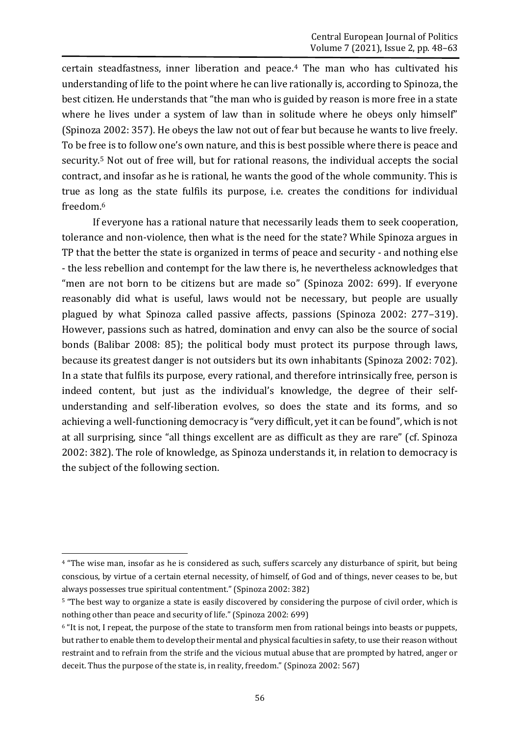certain steadfastness, inner liberation and peace.[4] The man who has cultivated his understanding of life to the point where he can live rationally is, according to Spinoza, the best citizen. He understands that "the man who is guided by reason is more free in a state where he lives under a system of law than in solitude where he obeys only himself" (Spinoza 2002: 357). He obeys the law not out of fear but because he wants to live freely. To be free is to follow one's own nature, and this is best possible where there is peace and security.[5] Not out of free will, but for rational reasons, the individual accepts the social contract, and insofar as he is rational, he wants the good of the whole community. This is true as long as the state fulfils its purpose, i.e. creates the conditions for individual freedom.[6]

If everyone has a rational nature that necessarily leads them to seek cooperation, tolerance and non-violence, then what is the need for the state? While Spinoza argues in TP that the better the state is organized in terms of peace and security - and nothing else - the less rebellion and contempt for the law there is, he nevertheless acknowledges that "men are not born to be citizens but are made so" (Spinoza 2002: 699). If everyone reasonably did what is useful, laws would not be necessary, but people are usually plagued by what Spinoza called passive affects, passions (Spinoza 2002: 277–319). However, passions such as hatred, domination and envy can also be the source of social bonds (Balibar 2008: 85); the political body must protect its purpose through laws, because its greatest danger is not outsiders but its own inhabitants (Spinoza 2002: 702). In a state that fulfils its purpose, every rational, and therefore intrinsically free, person is indeed content, but just as the individual's knowledge, the degree of their self-understanding and self-liberation evolves, so does the state and its forms, and so achieving a well-functioning democracy is "very difficult, yet it can be found", which is not at all surprising, since "all things excellent are as difficult as they are rare" (cf. Spinoza 2002: 382). The role of knowledge, as Spinoza understands it, in relation to democracy is the subject of the following section.

---

[4] "The wise man, insofar as he is considered as such, suffers scarcely any disturbance of spirit, but being conscious, by virtue of a certain eternal necessity, of himself, of God and of things, never ceases to be, but always possesses true spiritual contentment." (Spinoza 2002: 382)

[5] "The best way to organize a state is easily discovered by considering the purpose of civil order, which is nothing other than peace and security of life." (Spinoza 2002: 699)

[6] "It is not, I repeat, the purpose of the state to transform men from rational beings into beasts or puppets, but rather to enable them to develop their mental and physical faculties in safety, to use their reason without restraint and to refrain from the strife and the vicious mutual abuse that are prompted by hatred, anger or deceit. Thus the purpose of the state is, in reality, freedom." (Spinoza 2002: 567)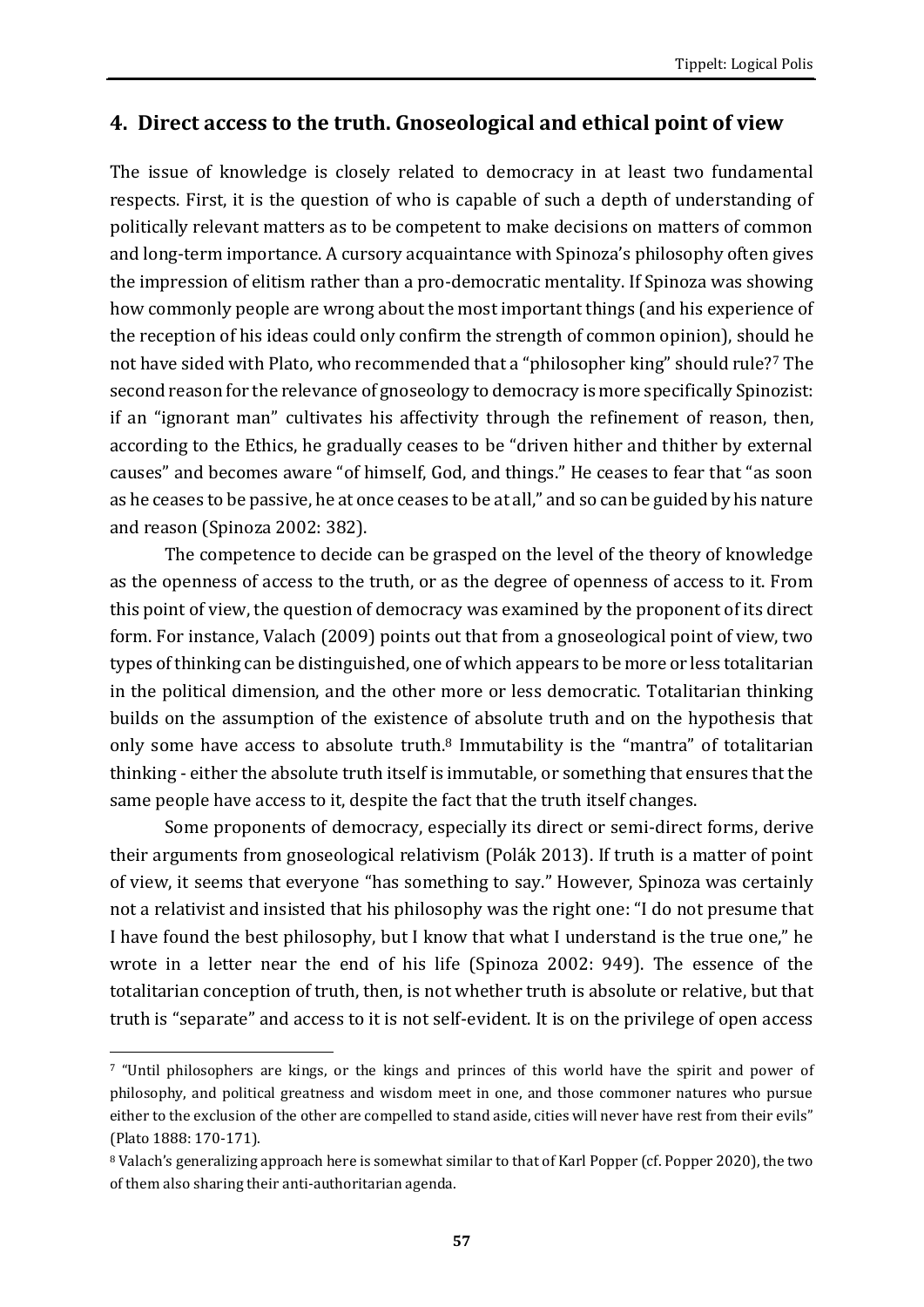## 4. Direct access to the truth. Gnoseological and ethical point of view

The issue of knowledge is closely related to democracy in at least two fundamental respects. First, it is the question of who is capable of such a depth of understanding of politically relevant matters as to be competent to make decisions on matters of common and long-term importance. A cursory acquaintance with Spinoza's philosophy often gives the impression of elitism rather than a pro-democratic mentality. If Spinoza was showing how commonly people are wrong about the most important things (and his experience of the reception of his ideas could only confirm the strength of common opinion), should he not have sided with Plato, who recommended that a "philosopher king" should rule?[7] The second reason for the relevance of gnoseology to democracy is more specifically Spinozist: if an "ignorant man" cultivates his affectivity through the refinement of reason, then, according to the Ethics, he gradually ceases to be "driven hither and thither by external causes" and becomes aware "of himself, God, and things." He ceases to fear that "as soon as he ceases to be passive, he at once ceases to be at all," and so can be guided by his nature and reason (Spinoza 2002: 382).

The competence to decide can be grasped on the level of the theory of knowledge as the openness of access to the truth, or as the degree of openness of access to it. From this point of view, the question of democracy was examined by the proponent of its direct form. For instance, Valach (2009) points out that from a gnoseological point of view, two types of thinking can be distinguished, one of which appears to be more or less totalitarian in the political dimension, and the other more or less democratic. Totalitarian thinking builds on the assumption of the existence of absolute truth and on the hypothesis that only some have access to absolute truth.[8] Immutability is the "mantra" of totalitarian thinking - either the absolute truth itself is immutable, or something that ensures that the same people have access to it, despite the fact that the truth itself changes.

Some proponents of democracy, especially its direct or semi-direct forms, derive their arguments from gnoseological relativism (Polák 2013). If truth is a matter of point of view, it seems that everyone "has something to say." However, Spinoza was certainly not a relativist and insisted that his philosophy was the right one: "I do not presume that I have found the best philosophy, but I know that what I understand is the true one," he wrote in a letter near the end of his life (Spinoza 2002: 949). The essence of the totalitarian conception of truth, then, is not whether truth is absolute or relative, but that truth is "separate" and access to it is not self-evident. It is on the privilege of open access

---

[7] "Until philosophers are kings, or the kings and princes of this world have the spirit and power of philosophy, and political greatness and wisdom meet in one, and those commoner natures who pursue either to the exclusion of the other are compelled to stand aside, cities will never have rest from their evils" (Plato 1888: 170-171).

[8] Valach's generalizing approach here is somewhat similar to that of Karl Popper (cf. Popper 2020), the two of them also sharing their anti-authoritarian agenda.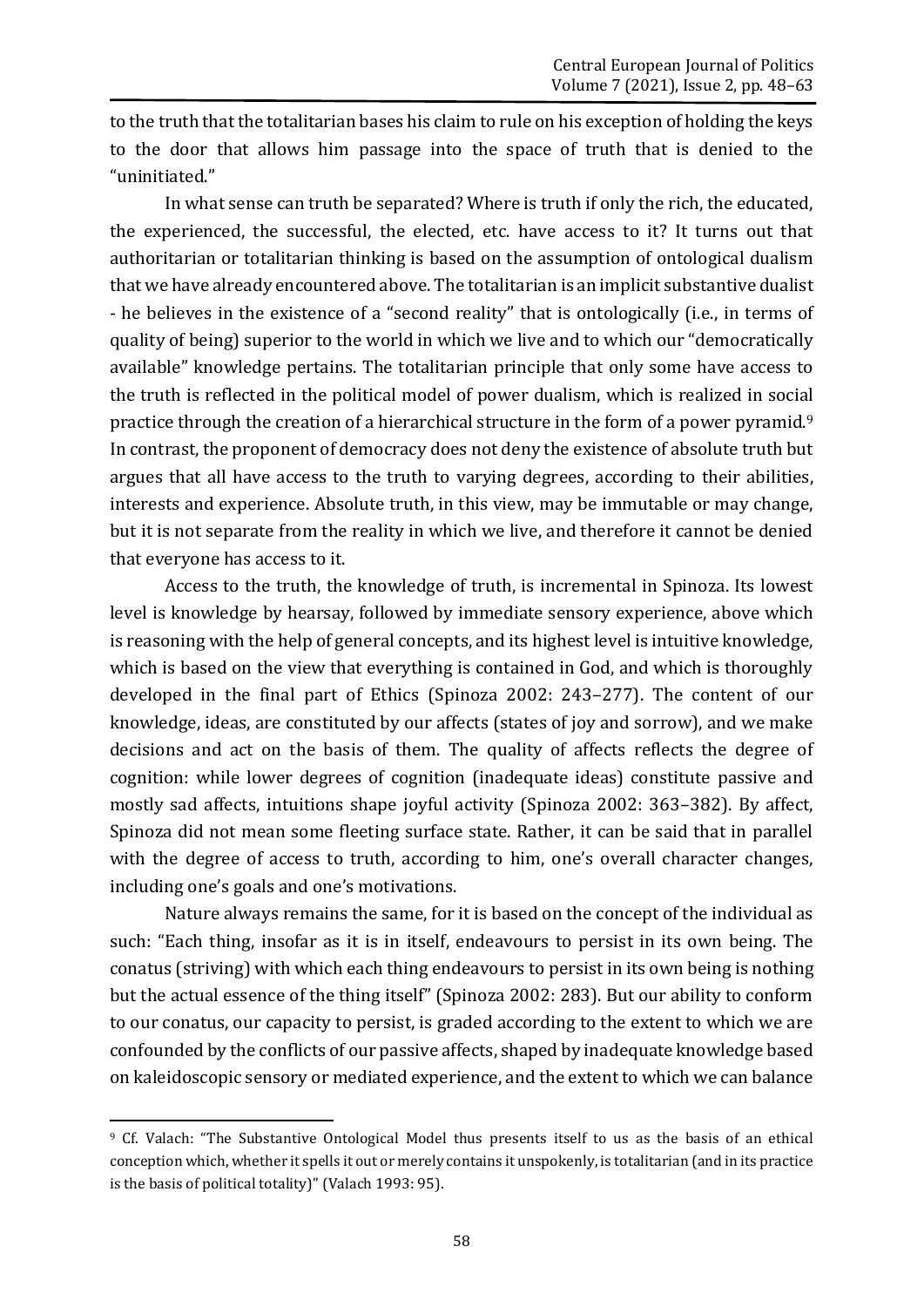to the truth that the totalitarian bases his claim to rule on his exception of holding the keys to the door that allows him passage into the space of truth that is denied to the "uninitiated."

In what sense can truth be separated? Where is truth if only the rich, the educated, the experienced, the successful, the elected, etc. have access to it? It turns out that authoritarian or totalitarian thinking is based on the assumption of ontological dualism that we have already encountered above. The totalitarian is an implicit substantive dualist - he believes in the existence of a "second reality" that is ontologically (i.e., in terms of quality of being) superior to the world in which we live and to which our "democratically available" knowledge pertains. The totalitarian principle that only some have access to the truth is reflected in the political model of power dualism, which is realized in social practice through the creation of a hierarchical structure in the form of a power pyramid.[9] In contrast, the proponent of democracy does not deny the existence of absolute truth but argues that all have access to the truth to varying degrees, according to their abilities, interests and experience. Absolute truth, in this view, may be immutable or may change, but it is not separate from the reality in which we live, and therefore it cannot be denied that everyone has access to it.

Access to the truth, the knowledge of truth, is incremental in Spinoza. Its lowest level is knowledge by hearsay, followed by immediate sensory experience, above which is reasoning with the help of general concepts, and its highest level is intuitive knowledge, which is based on the view that everything is contained in God, and which is thoroughly developed in the final part of Ethics (Spinoza 2002: 243–277). The content of our knowledge, ideas, are constituted by our affects (states of joy and sorrow), and we make decisions and act on the basis of them. The quality of affects reflects the degree of cognition: while lower degrees of cognition (inadequate ideas) constitute passive and mostly sad affects, intuitions shape joyful activity (Spinoza 2002: 363–382). By affect, Spinoza did not mean some fleeting surface state. Rather, it can be said that in parallel with the degree of access to truth, according to him, one's overall character changes, including one's goals and one's motivations.

Nature always remains the same, for it is based on the concept of the individual as such: "Each thing, insofar as it is in itself, endeavours to persist in its own being. The conatus (striving) with which each thing endeavours to persist in its own being is nothing but the actual essence of the thing itself" (Spinoza 2002: 283). But our ability to conform to our conatus, our capacity to persist, is graded according to the extent to which we are confounded by the conflicts of our passive affects, shaped by inadequate knowledge based on kaleidoscopic sensory or mediated experience, and the extent to which we can balance

[9] Cf. Valach: "The Substantive Ontological Model thus presents itself to us as the basis of an ethical conception which, whether it spells it out or merely contains it unspokenly, is totalitarian (and in its practice is the basis of political totality)" (Valach 1993: 95).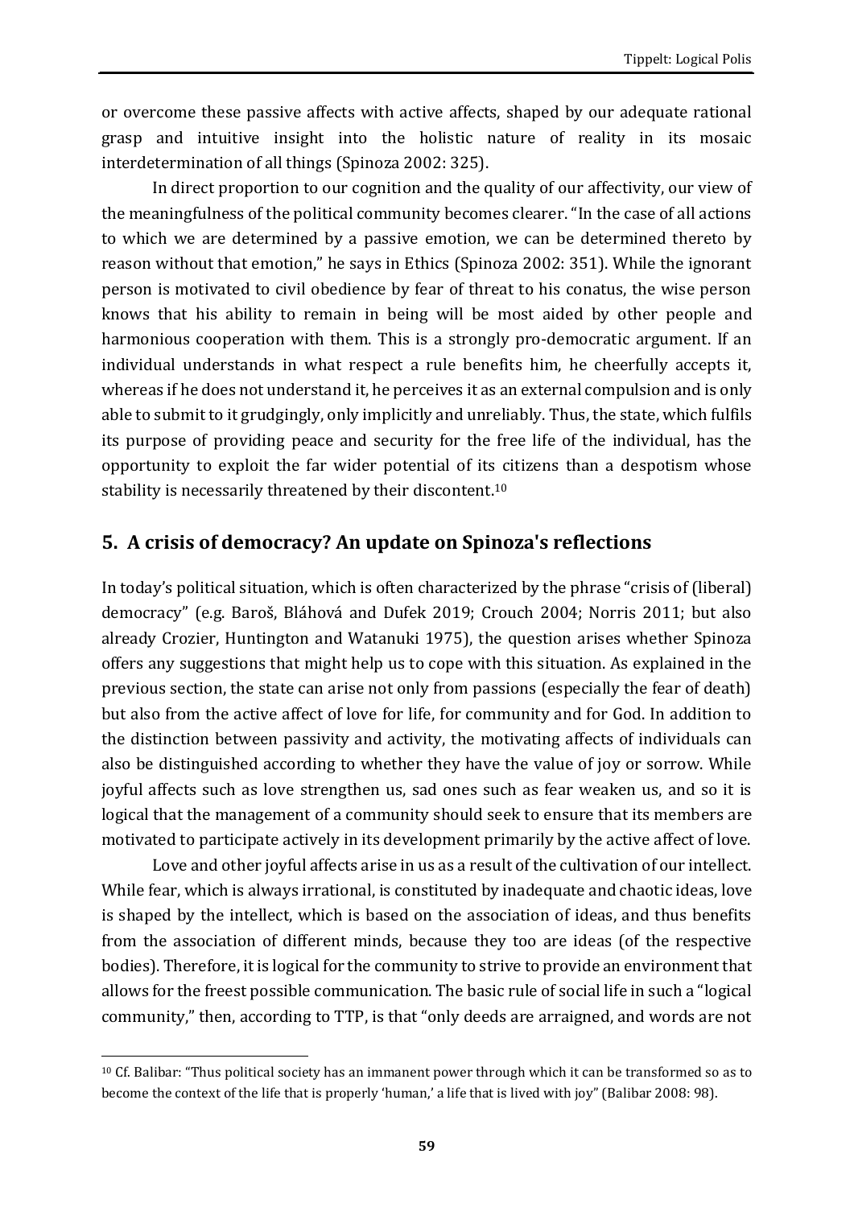or overcome these passive affects with active affects, shaped by our adequate rational grasp and intuitive insight into the holistic nature of reality in its mosaic interdetermination of all things (Spinoza 2002: 325).

In direct proportion to our cognition and the quality of our affectivity, our view of the meaningfulness of the political community becomes clearer. "In the case of all actions to which we are determined by a passive emotion, we can be determined thereto by reason without that emotion," he says in Ethics (Spinoza 2002: 351). While the ignorant person is motivated to civil obedience by fear of threat to his conatus, the wise person knows that his ability to remain in being will be most aided by other people and harmonious cooperation with them. This is a strongly pro-democratic argument. If an individual understands in what respect a rule benefits him, he cheerfully accepts it, whereas if he does not understand it, he perceives it as an external compulsion and is only able to submit to it grudgingly, only implicitly and unreliably. Thus, the state, which fulfils its purpose of providing peace and security for the free life of the individual, has the opportunity to exploit the far wider potential of its citizens than a despotism whose stability is necessarily threatened by their discontent.[10]

## 5. A crisis of democracy? An update on Spinoza's reflections

In today's political situation, which is often characterized by the phrase "crisis of (liberal) democracy" (e.g. Baroš, Bláhová and Dufek 2019; Crouch 2004; Norris 2011; but also already Crozier, Huntington and Watanuki 1975), the question arises whether Spinoza offers any suggestions that might help us to cope with this situation. As explained in the previous section, the state can arise not only from passions (especially the fear of death) but also from the active affect of love for life, for community and for God. In addition to the distinction between passivity and activity, the motivating affects of individuals can also be distinguished according to whether they have the value of joy or sorrow. While joyful affects such as love strengthen us, sad ones such as fear weaken us, and so it is logical that the management of a community should seek to ensure that its members are motivated to participate actively in its development primarily by the active affect of love.

Love and other joyful affects arise in us as a result of the cultivation of our intellect. While fear, which is always irrational, is constituted by inadequate and chaotic ideas, love is shaped by the intellect, which is based on the association of ideas, and thus benefits from the association of different minds, because they too are ideas (of the respective bodies). Therefore, it is logical for the community to strive to provide an environment that allows for the freest possible communication. The basic rule of social life in such a "logical community," then, according to TTP, is that "only deeds are arraigned, and words are not

[10] Cf. Balibar: "Thus political society has an immanent power through which it can be transformed so as to become the context of the life that is properly 'human,' a life that is lived with joy" (Balibar 2008: 98).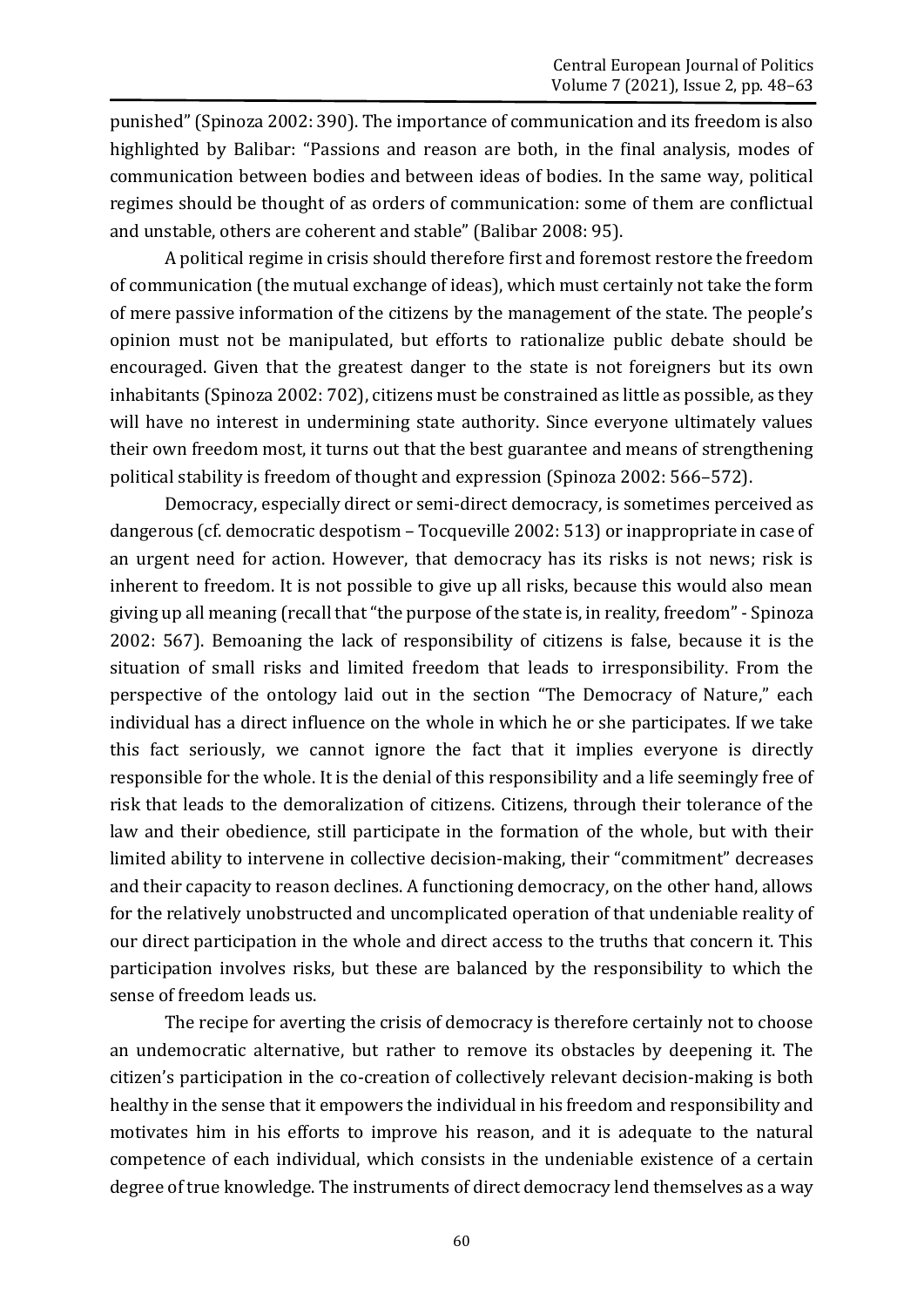punished" (Spinoza 2002: 390). The importance of communication and its freedom is also highlighted by Balibar: "Passions and reason are both, in the final analysis, modes of communication between bodies and between ideas of bodies. In the same way, political regimes should be thought of as orders of communication: some of them are conflictual and unstable, others are coherent and stable" (Balibar 2008: 95).

A political regime in crisis should therefore first and foremost restore the freedom of communication (the mutual exchange of ideas), which must certainly not take the form of mere passive information of the citizens by the management of the state. The people's opinion must not be manipulated, but efforts to rationalize public debate should be encouraged. Given that the greatest danger to the state is not foreigners but its own inhabitants (Spinoza 2002: 702), citizens must be constrained as little as possible, as they will have no interest in undermining state authority. Since everyone ultimately values their own freedom most, it turns out that the best guarantee and means of strengthening political stability is freedom of thought and expression (Spinoza 2002: 566–572).

Democracy, especially direct or semi-direct democracy, is sometimes perceived as dangerous (cf. democratic despotism – Tocqueville 2002: 513) or inappropriate in case of an urgent need for action. However, that democracy has its risks is not news; risk is inherent to freedom. It is not possible to give up all risks, because this would also mean giving up all meaning (recall that "the purpose of the state is, in reality, freedom" - Spinoza 2002: 567). Bemoaning the lack of responsibility of citizens is false, because it is the situation of small risks and limited freedom that leads to irresponsibility. From the perspective of the ontology laid out in the section "The Democracy of Nature," each individual has a direct influence on the whole in which he or she participates. If we take this fact seriously, we cannot ignore the fact that it implies everyone is directly responsible for the whole. It is the denial of this responsibility and a life seemingly free of risk that leads to the demoralization of citizens. Citizens, through their tolerance of the law and their obedience, still participate in the formation of the whole, but with their limited ability to intervene in collective decision-making, their "commitment" decreases and their capacity to reason declines. A functioning democracy, on the other hand, allows for the relatively unobstructed and uncomplicated operation of that undeniable reality of our direct participation in the whole and direct access to the truths that concern it. This participation involves risks, but these are balanced by the responsibility to which the sense of freedom leads us.

The recipe for averting the crisis of democracy is therefore certainly not to choose an undemocratic alternative, but rather to remove its obstacles by deepening it. The citizen's participation in the co-creation of collectively relevant decision-making is both healthy in the sense that it empowers the individual in his freedom and responsibility and motivates him in his efforts to improve his reason, and it is adequate to the natural competence of each individual, which consists in the undeniable existence of a certain degree of true knowledge. The instruments of direct democracy lend themselves as a way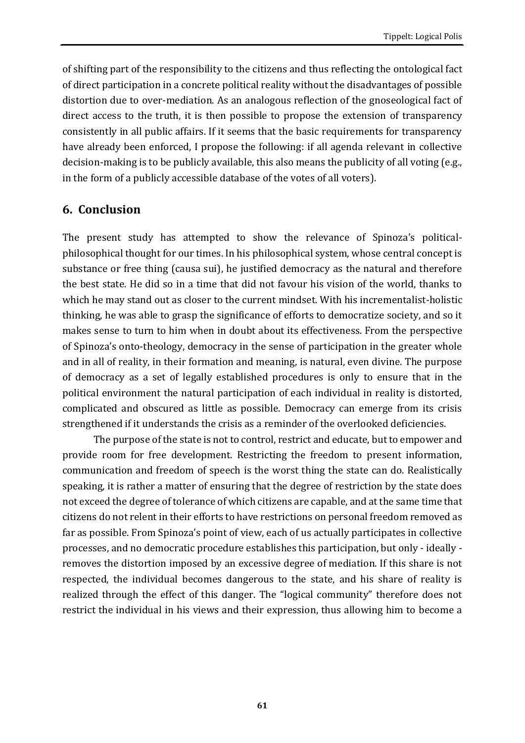of shifting part of the responsibility to the citizens and thus reflecting the ontological fact of direct participation in a concrete political reality without the disadvantages of possible distortion due to over-mediation. As an analogous reflection of the gnoseological fact of direct access to the truth, it is then possible to propose the extension of transparency consistently in all public affairs. If it seems that the basic requirements for transparency have already been enforced, I propose the following: if all agenda relevant in collective decision-making is to be publicly available, this also means the publicity of all voting (e.g., in the form of a publicly accessible database of the votes of all voters).

## 6. Conclusion

The present study has attempted to show the relevance of Spinoza's political-philosophical thought for our times. In his philosophical system, whose central concept is substance or free thing (causa sui), he justified democracy as the natural and therefore the best state. He did so in a time that did not favour his vision of the world, thanks to which he may stand out as closer to the current mindset. With his incrementalist-holistic thinking, he was able to grasp the significance of efforts to democratize society, and so it makes sense to turn to him when in doubt about its effectiveness. From the perspective of Spinoza's onto-theology, democracy in the sense of participation in the greater whole and in all of reality, in their formation and meaning, is natural, even divine. The purpose of democracy as a set of legally established procedures is only to ensure that in the political environment the natural participation of each individual in reality is distorted, complicated and obscured as little as possible. Democracy can emerge from its crisis strengthened if it understands the crisis as a reminder of the overlooked deficiencies.

The purpose of the state is not to control, restrict and educate, but to empower and provide room for free development. Restricting the freedom to present information, communication and freedom of speech is the worst thing the state can do. Realistically speaking, it is rather a matter of ensuring that the degree of restriction by the state does not exceed the degree of tolerance of which citizens are capable, and at the same time that citizens do not relent in their efforts to have restrictions on personal freedom removed as far as possible. From Spinoza's point of view, each of us actually participates in collective processes, and no democratic procedure establishes this participation, but only - ideally - removes the distortion imposed by an excessive degree of mediation. If this share is not respected, the individual becomes dangerous to the state, and his share of reality is realized through the effect of this danger. The "logical community" therefore does not restrict the individual in his views and their expression, thus allowing him to become a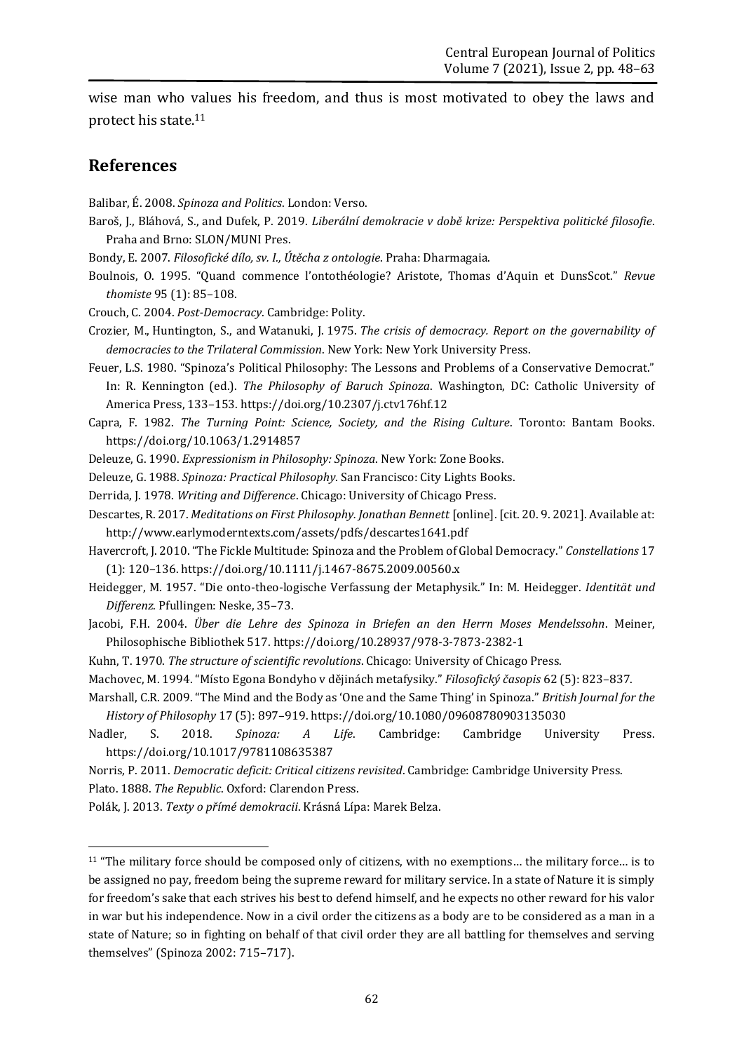wise man who values his freedom, and thus is most motivated to obey the laws and protect his state.[11]

## References

Balibar, É. 2008. *Spinoza and Politics*. London: Verso.

Baroš, J., Bláhová, S., and Dufek, P. 2019. *Liberální demokracie v době krize: Perspektiva politické filosofie*. Praha and Brno: SLON/MUNI Pres.

Bondy, E. 2007. *Filosofické dílo, sv. I., Útěcha z ontologie*. Praha: Dharmagaia.

Boulnois, O. 1995. "Quand commence l'ontothéologie? Aristote, Thomas d'Aquin et DunsScot." *Revue thomiste* 95 (1): 85–108.

Crouch, C. 2004. *Post-Democracy*. Cambridge: Polity.

Crozier, M., Huntington, S., and Watanuki, J. 1975. *The crisis of democracy. Report on the governability of democracies to the Trilateral Commission*. New York: New York University Press.

Feuer, L.S. 1980. "Spinoza's Political Philosophy: The Lessons and Problems of a Conservative Democrat." In: R. Kennington (ed.). *The Philosophy of Baruch Spinoza*. Washington, DC: Catholic University of America Press, 133–153. https://doi.org/10.2307/j.ctv176hf.12

Capra, F. 1982. *The Turning Point: Science, Society, and the Rising Culture*. Toronto: Bantam Books. https://doi.org/10.1063/1.2914857

Deleuze, G. 1990. *Expressionism in Philosophy: Spinoza*. New York: Zone Books.

Deleuze, G. 1988. *Spinoza: Practical Philosophy*. San Francisco: City Lights Books.

Derrida, J. 1978. *Writing and Difference*. Chicago: University of Chicago Press.

Descartes, R. 2017. *Meditations on First Philosophy. Jonathan Bennett* [online]. [cit. 20. 9. 2021]. Available at: http://www.earlymoderntexts.com/assets/pdfs/descartes1641.pdf

Havercroft, J. 2010. "The Fickle Multitude: Spinoza and the Problem of Global Democracy." *Constellations* 17 (1): 120–136. https://doi.org/10.1111/j.1467-8675.2009.00560.x

Heidegger, M. 1957. "Die onto-theo-logische Verfassung der Metaphysik." In: M. Heidegger. *Identität und Differenz*. Pfullingen: Neske, 35–73.

Jacobi, F.H. 2004. *Über die Lehre des Spinoza in Briefen an den Herrn Moses Mendelssohn*. Meiner, Philosophische Bibliothek 517. https://doi.org/10.28937/978-3-7873-2382-1

Kuhn, T. 1970. *The structure of scientific revolutions*. Chicago: University of Chicago Press.

Machovec, M. 1994. "Místo Egona Bondyho v dějinách metafysiky." *Filosofický časopis* 62 (5): 823–837.

Marshall, C.R. 2009. "The Mind and the Body as 'One and the Same Thing' in Spinoza." *British Journal for the History of Philosophy* 17 (5): 897–919. https://doi.org/10.1080/09608780903135030

Nadler, S. 2018. *Spinoza: A Life*. Cambridge: Cambridge University Press. https://doi.org/10.1017/9781108635387

Norris, P. 2011. *Democratic deficit: Critical citizens revisited*. Cambridge: Cambridge University Press.

Plato. 1888. *The Republic*. Oxford: Clarendon Press.

Polák, J. 2013. *Texty o přímé demokracii*. Krásná Lípa: Marek Belza.

---

[11] "The military force should be composed only of citizens, with no exemptions… the military force… is to be assigned no pay, freedom being the supreme reward for military service. In a state of Nature it is simply for freedom's sake that each strives his best to defend himself, and he expects no other reward for his valor in war but his independence. Now in a civil order the citizens as a body are to be considered as a man in a state of Nature; so in fighting on behalf of that civil order they are all battling for themselves and serving themselves" (Spinoza 2002: 715–717).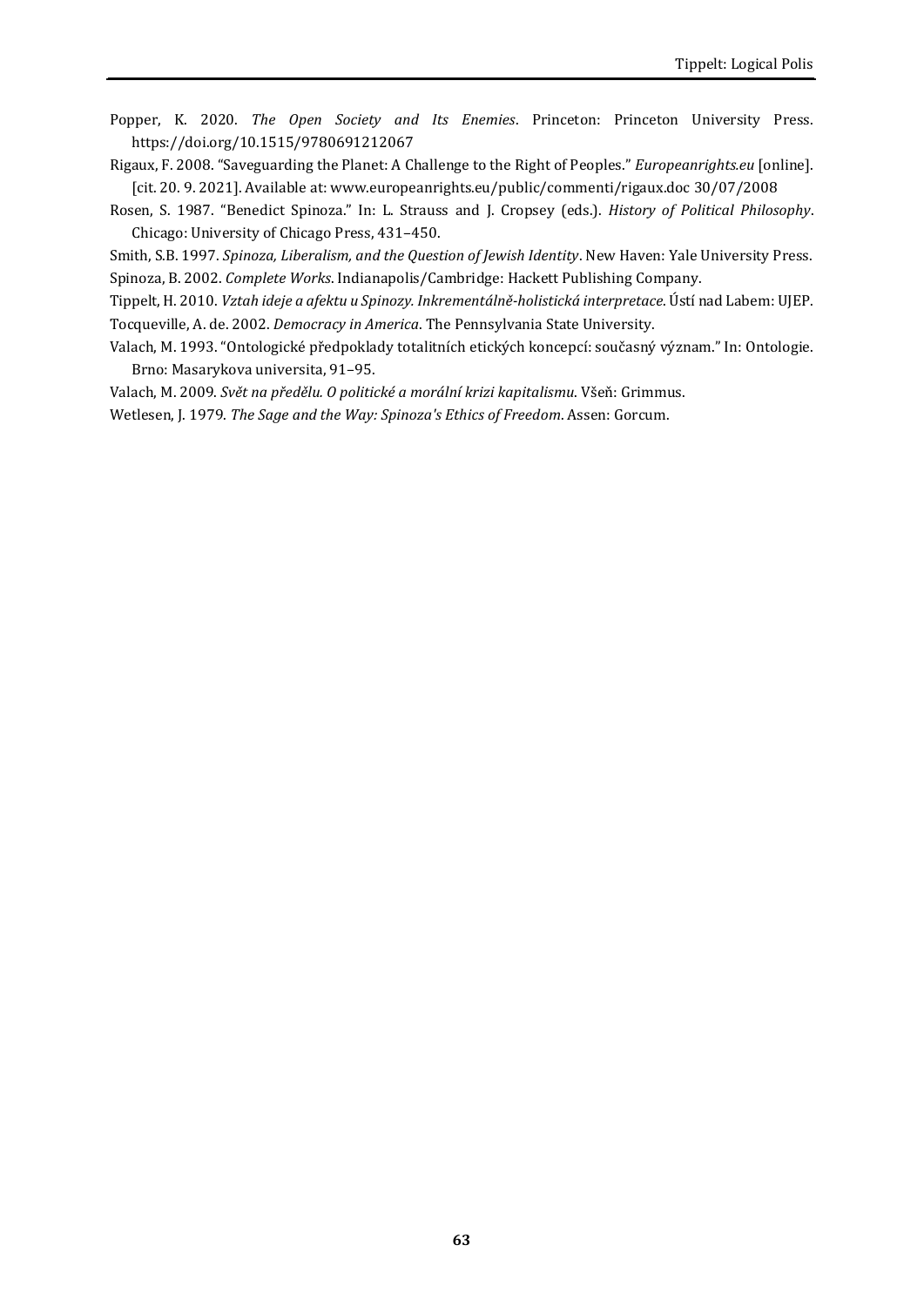Popper, K. 2020. *The Open Society and Its Enemies*. Princeton: Princeton University Press. https://doi.org/10.1515/9780691212067

Rigaux, F. 2008. "Saveguarding the Planet: A Challenge to the Right of Peoples." *Europeanrights.eu* [online]. [cit. 20. 9. 2021]. Available at: www.europeanrights.eu/public/commenti/rigaux.doc 30/07/2008

Rosen, S. 1987. "Benedict Spinoza." In: L. Strauss and J. Cropsey (eds.). *History of Political Philosophy*. Chicago: University of Chicago Press, 431–450.

Smith, S.B. 1997. *Spinoza, Liberalism, and the Question of Jewish Identity*. New Haven: Yale University Press.

Spinoza, B. 2002. *Complete Works*. Indianapolis/Cambridge: Hackett Publishing Company.

Tippelt, H. 2010. *Vztah ideje a afektu u Spinozy. Inkrementálně-holistická interpretace*. Ústí nad Labem: UJEP.

Tocqueville, A. de. 2002. *Democracy in America*. The Pennsylvania State University.

Valach, M. 1993. "Ontologické předpoklady totalitních etických koncepcí: současný význam." In: Ontologie. Brno: Masarykova universita, 91–95.

Valach, M. 2009. *Svět na předělu. O politické a morální krizi kapitalismu*. Všeň: Grimmus.

Wetlesen, J. 1979. *The Sage and the Way: Spinoza's Ethics of Freedom*. Assen: Gorcum.